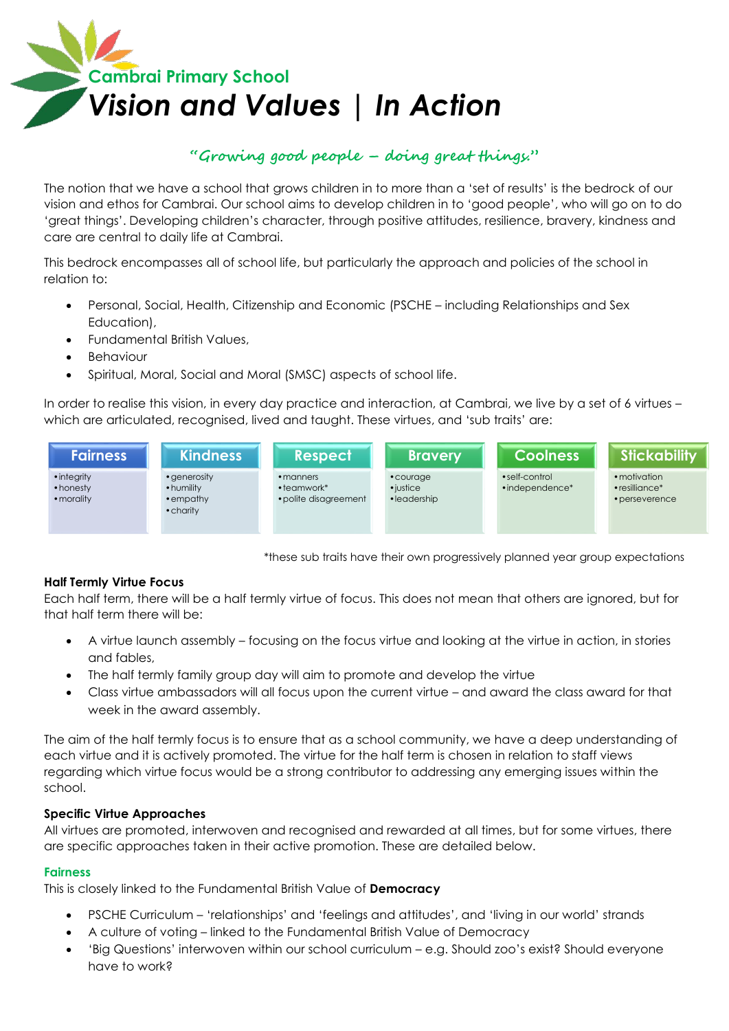## Cambrai Primary School

# *Vision and Values | In Action*

*"Growing good people – doing great things."*

The notion that we have a school that grows children in to more than a 'set of results' is the bedrock of our vision and ethos for Cambrai. Our school aims to develop children in to 'good people', who will go on to do 'great things'. Developing children's character, through positive attitudes, resilience, bravery, kindness and care are central to daily life at Cambrai.

This bedrock encompasses all of school life, but particularly the approach and policies of the school in relation to:

- Personal, Social, Health, Citizenship and Economic (PSCHE – including Relationships and Sex Education),
- Fundamental British Values,
- Behaviour
- Spiritual, Moral, Social and Moral (SMSC) aspects of school life.

In order to realise this vision, in every day practice and interaction, at Cambrai, we live by a set of 6 virtues – which are articulated, recognised, lived and taught. These virtues, and 'sub traits' are:

| Fairness | Kindness | Respect | Bravery | Coolness | Stickability |
|---|---|---|---|---|---|
| • integrity<br>• honesty<br>• morality | • generosity<br>• humility<br>• empathy<br>• charity | • manners<br>• teamwork*<br>• polite disagreement | • courage<br>• justice<br>• leadership | • self-control<br>• independence* | • motivation<br>• resilliance*<br>• perseverence |

*these sub traits have their own progressively planned year group expectations

**Half Termly Virtue Focus**

Each half term, there will be a half termly virtue of focus. This does not mean that others are ignored, but for that half term there will be:

- A virtue launch assembly – focusing on the focus virtue and looking at the virtue in action, in stories and fables,
- The half termly family group day will aim to promote and develop the virtue
- Class virtue ambassadors will all focus upon the current virtue – and award the class award for that week in the award assembly.

The aim of the half termly focus is to ensure that as a school community, we have a deep understanding of each virtue and it is actively promoted. The virtue for the half term is chosen in relation to staff views regarding which virtue focus would be a strong contributor to addressing any emerging issues within the school.

**Specific Virtue Approaches**

All virtues are promoted, interwoven and recognised and rewarded at all times, but for some virtues, there are specific approaches taken in their active promotion. These are detailed below.

**Fairness**

This is closely linked to the Fundamental British Value of **Democracy**

- PSCHE Curriculum – 'relationships' and 'feelings and attitudes', and 'living in our world' strands
- A culture of voting – linked to the Fundamental British Value of Democracy
- 'Big Questions' interwoven within our school curriculum – e.g. Should zoo's exist? Should everyone have to work?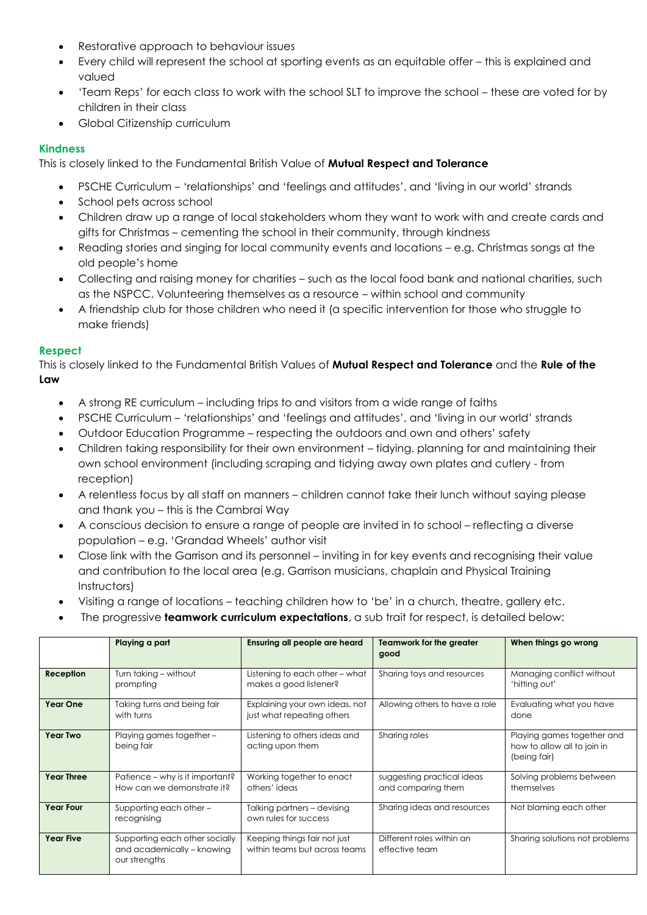- Restorative approach to behaviour issues
- Every child will represent the school at sporting events as an equitable offer – this is explained and valued
- 'Team Reps' for each class to work with the school SLT to improve the school – these are voted for by children in their class
- Global Citizenship curriculum

### Kindness

This is closely linked to the Fundamental British Value of **Mutual Respect and Tolerance**

- PSCHE Curriculum – 'relationships' and 'feelings and attitudes', and 'living in our world' strands
- School pets across school
- Children draw up a range of local stakeholders whom they want to work with and create cards and gifts for Christmas – cementing the school in their community, through kindness
- Reading stories and singing for local community events and locations – e.g. Christmas songs at the old people's home
- Collecting and raising money for charities – such as the local food bank and national charities, such as the NSPCC. Volunteering themselves as a resource – within school and community
- A friendship club for those children who need it (a specific intervention for those who struggle to make friends)

### Respect

This is closely linked to the Fundamental British Values of **Mutual Respect and Tolerance** and the **Rule of the Law**

- A strong RE curriculum – including trips to and visitors from a wide range of faiths
- PSCHE Curriculum – 'relationships' and 'feelings and attitudes', and 'living in our world' strands
- Outdoor Education Programme – respecting the outdoors and own and others' safety
- Children taking responsibility for their own environment – tidying, planning for and maintaining their own school environment (including scraping and tidying away own plates and cutlery - from reception)
- A relentless focus by all staff on manners – children cannot take their lunch without saying please and thank you – this is the Cambrai Way
- A conscious decision to ensure a range of people are invited in to school – reflecting a diverse population – e.g. 'Grandad Wheels' author visit
- Close link with the Garrison and its personnel – inviting in for key events and recognising their value and contribution to the local area (e.g. Garrison musicians, chaplain and Physical Training Instructors)
- Visiting a range of locations – teaching children how to 'be' in a church, theatre, gallery etc.
- The progressive **teamwork curriculum expectations**, a sub trait for respect, is detailed below:

| | Playing a part | Ensuring all people are heard | Teamwork for the greater good | When things go wrong |
|---|---|---|---|---|
| **Reception** | Turn taking – without prompting | Listening to each other – what makes a good listener? | Sharing toys and resources | Managing conflict without 'hitting out' |
| **Year One** | Taking turns and being fair with turns | Explaining your own ideas, not just what repeating others | Allowing others to have a role | Evaluating what you have done |
| **Year Two** | Playing games together – being fair | Listening to others ideas and acting upon them | Sharing roles | Playing games together and how to allow all to join in (being fair) |
| **Year Three** | Patience – why is it important? How can we demonstrate it? | Working together to enact others' ideas | suggesting practical ideas and comparing them | Solving problems between themselves |
| **Year Four** | Supporting each other – recognising | Talking partners – devising own rules for success | Sharing ideas and resources | Not blaming each other |
| **Year Five** | Supporting each other socially and academically – knowing our strengths | Keeping things fair not just within teams but across teams | Different roles within an effective team | Sharing solutions not problems |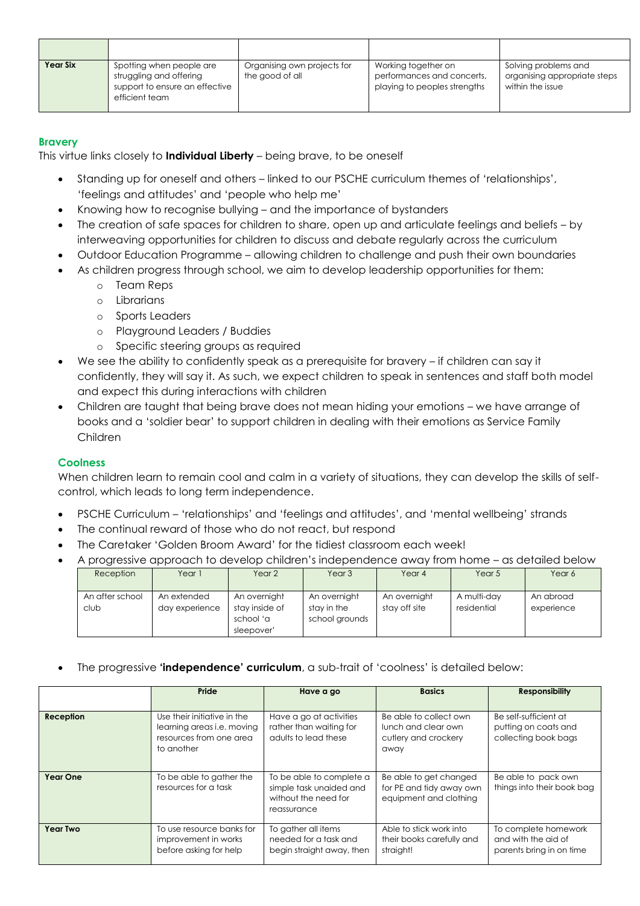| | | | | |
|---|---|---|---|---|
| **Year Six** | Spotting when people are struggling and offering support to ensure an effective efficient team | Organising own projects for the good of all | Working together on performances and concerts, playing to peoples strengths | Solving problems and organising appropriate steps within the issue |

### Bravery

This virtue links closely to **Individual Liberty** – being brave, to be oneself

- Standing up for oneself and others – linked to our PSCHE curriculum themes of 'relationships', 'feelings and attitudes' and 'people who help me'
- Knowing how to recognise bullying – and the importance of bystanders
- The creation of safe spaces for children to share, open up and articulate feelings and beliefs – by interweaving opportunities for children to discuss and debate regularly across the curriculum
- Outdoor Education Programme – allowing children to challenge and push their own boundaries
- As children progress through school, we aim to develop leadership opportunities for them:
  - Team Reps
  - Librarians
  - Sports Leaders
  - Playground Leaders / Buddies
  - Specific steering groups as required
- We see the ability to confidently speak as a prerequisite for bravery – if children can say it confidently, they will say it. As such, we expect children to speak in sentences and staff both model and expect this during interactions with children
- Children are taught that being brave does not mean hiding your emotions – we have arrange of books and a 'soldier bear' to support children in dealing with their emotions as Service Family Children

### Coolness

When children learn to remain cool and calm in a variety of situations, they can develop the skills of self-control, which leads to long term independence.

- PSCHE Curriculum – 'relationships' and 'feelings and attitudes', and 'mental wellbeing' strands
- The continual reward of those who do not react, but respond
- The Caretaker 'Golden Broom Award' for the tidiest classroom each week!
- A progressive approach to develop children's independence away from home – as detailed below

| Reception | Year 1 | Year 2 | Year 3 | Year 4 | Year 5 | Year 6 |
|---|---|---|---|---|---|---|
| An after school club | An extended day experience | An overnight stay inside of school 'a sleepover' | An overnight stay in the school grounds | An overnight stay off site | A multi-day residential | An abroad experience |

- The progressive **'independence' curriculum**, a sub-trait of 'coolness' is detailed below:

| | Pride | Have a go | Basics | Responsibility |
|---|---|---|---|---|
| **Reception** | Use their initiative in the learning areas i.e. moving resources from one area to another | Have a go at activities rather than waiting for adults to lead these | Be able to collect own lunch and clear own cutlery and crockery away | Be self-sufficient at putting on coats and collecting book bags |
| **Year One** | To be able to gather the resources for a task | To be able to complete a simple task unaided and without the need for reassurance | Be able to get changed for PE and tidy away own equipment and clothing | Be able to pack own things into their book bag |
| **Year Two** | To use resource banks for improvement in works before asking for help | To gather all items needed for a task and begin straight away, then | Able to stick work into their books carefully and straight! | To complete homework and with the aid of parents bring in on time |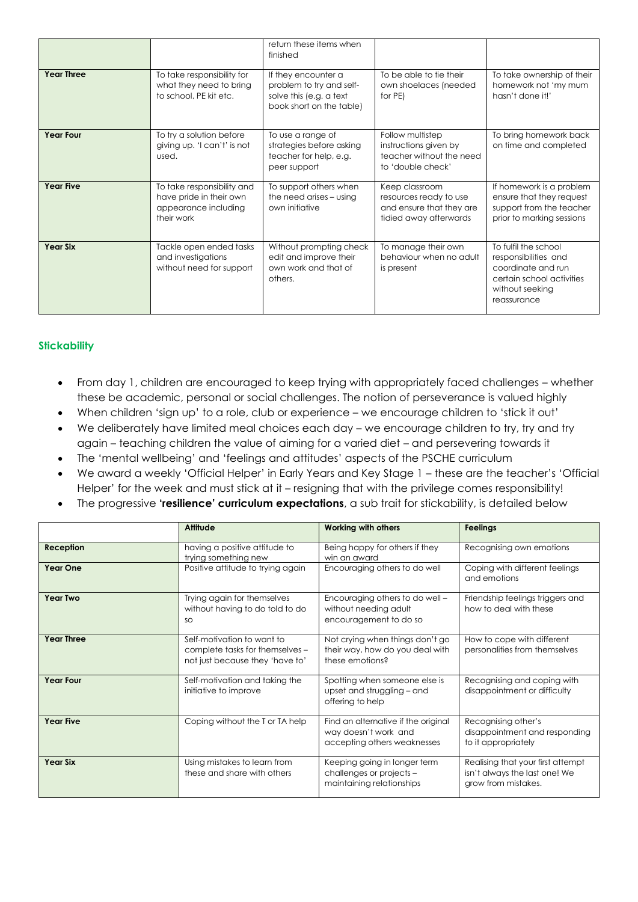| | | | | |
|---|---|---|---|---|
| | | return these items when finished | | |
| **Year Three** | To take responsibility for what they need to bring to school, PE kit etc. | If they encounter a problem to try and self-solve this (e.g. a text book short on the table) | To be able to tie their own shoelaces (needed for PE) | To take ownership of their homework not 'my mum hasn't done it!' |
| **Year Four** | To try a solution before giving up. 'I can't' is not used. | To use a range of strategies before asking teacher for help, e.g. peer support | Follow multistep instructions given by teacher without the need to 'double check' | To bring homework back on time and completed |
| **Year Five** | To take responsibility and have pride in their own appearance including their work | To support others when the need arises – using own initiative | Keep classroom resources ready to use and ensure that they are tidied away afterwards | If homework is a problem ensure that they request support from the teacher prior to marking sessions |
| **Year Six** | Tackle open ended tasks and investigations without need for support | Without prompting check edit and improve their own work and that of others. | To manage their own behaviour when no adult is present | To fulfil the school responsibilities and coordinate and run certain school activities without seeking reassurance |

### Stickability

- From day 1, children are encouraged to keep trying with appropriately faced challenges – whether these be academic, personal or social challenges. The notion of perseverance is valued highly
- When children 'sign up' to a role, club or experience – we encourage children to 'stick it out'
- We deliberately have limited meal choices each day – we encourage children to try, try and try again – teaching children the value of aiming for a varied diet – and persevering towards it
- The 'mental wellbeing' and 'feelings and attitudes' aspects of the PSCHE curriculum
- We award a weekly 'Official Helper' in Early Years and Key Stage 1 – these are the teacher's 'Official Helper' for the week and must stick at it – resigning that with the privilege comes responsibility!
- The progressive **'resilience' curriculum expectations**, a sub trait for stickability, is detailed below

| | **Attitude** | **Working with others** | **Feelings** |
|---|---|---|---|
| **Reception** | having a positive attitude to trying something new | Being happy for others if they win an award | Recognising own emotions |
| **Year One** | Positive attitude to trying again | Encouraging others to do well | Coping with different feelings and emotions |
| **Year Two** | Trying again for themselves without having to do told to do so | Encouraging others to do well – without needing adult encouragement to do so | Friendship feelings triggers and how to deal with these |
| **Year Three** | Self-motivation to want to complete tasks for themselves – not just because they 'have to' | Not crying when things don't go their way, how do you deal with these emotions? | How to cope with different personalities from themselves |
| **Year Four** | Self-motivation and taking the initiative to improve | Spotting when someone else is upset and struggling – and offering to help | Recognising and coping with disappointment or difficulty |
| **Year Five** | Coping without the T or TA help | Find an alternative if the original way doesn't work and accepting others weaknesses | Recognising other's disappointment and responding to it appropriately |
| **Year Six** | Using mistakes to learn from these and share with others | Keeping going in longer term challenges or projects – maintaining relationships | Realising that your first attempt isn't always the last one! We grow from mistakes. |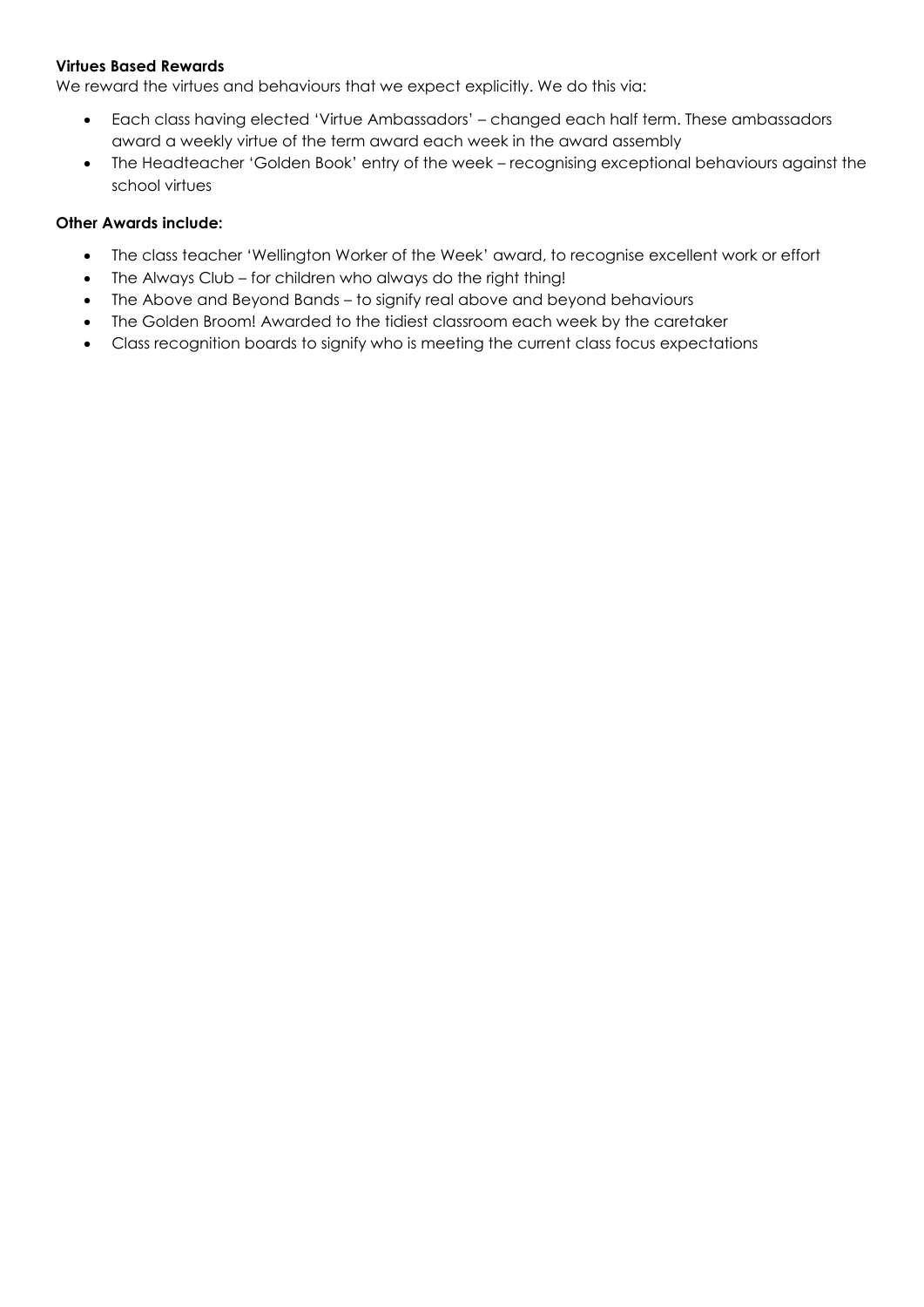**Virtues Based Rewards**

We reward the virtues and behaviours that we expect explicitly. We do this via:

- Each class having elected 'Virtue Ambassadors' – changed each half term. These ambassadors award a weekly virtue of the term award each week in the award assembly
- The Headteacher 'Golden Book' entry of the week – recognising exceptional behaviours against the school virtues

**Other Awards include:**

- The class teacher 'Wellington Worker of the Week' award, to recognise excellent work or effort
- The Always Club – for children who always do the right thing!
- The Above and Beyond Bands – to signify real above and beyond behaviours
- The Golden Broom! Awarded to the tidiest classroom each week by the caretaker
- Class recognition boards to signify who is meeting the current class focus expectations